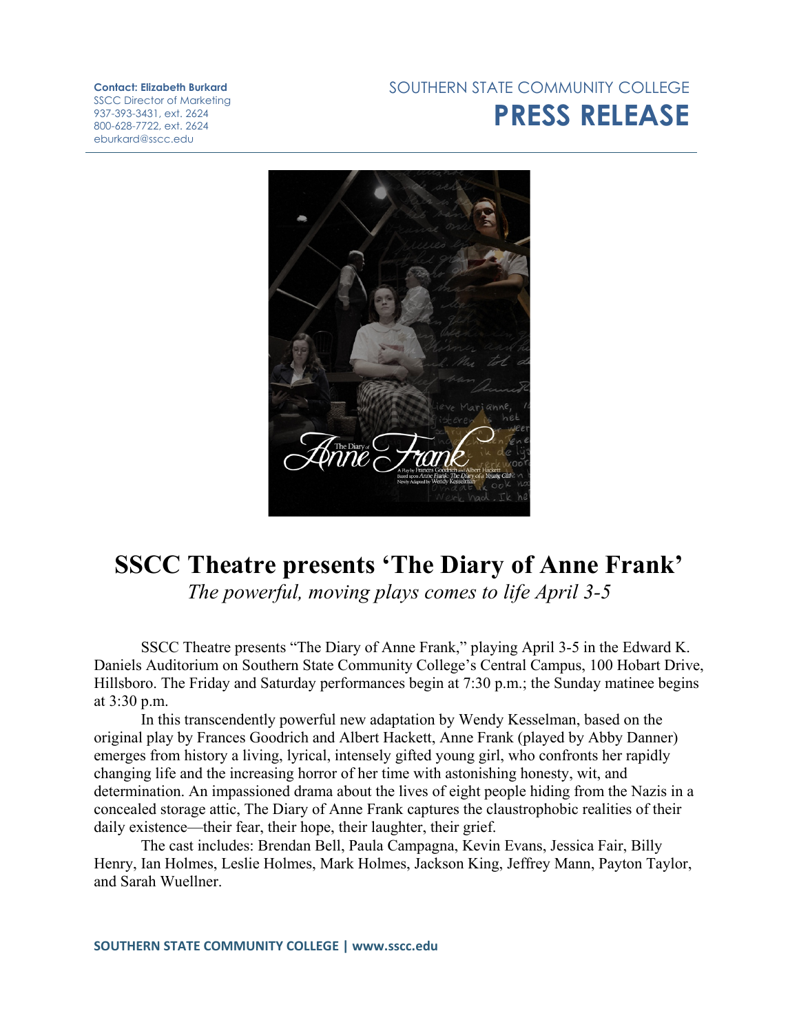**Contact: Elizabeth Burkard**
SSCC Director of Marketing
937-393-3431, ext. 2624
800-628-7722, ext. 2624
eburkard@sscc.edu

SOUTHERN STATE COMMUNITY COLLEGE

# PRESS RELEASE

# SSCC Theatre presents 'The Diary of Anne Frank'

*The powerful, moving plays comes to life April 3-5*

SSCC Theatre presents "The Diary of Anne Frank," playing April 3-5 in the Edward K. Daniels Auditorium on Southern State Community College's Central Campus, 100 Hobart Drive, Hillsboro. The Friday and Saturday performances begin at 7:30 p.m.; the Sunday matinee begins at 3:30 p.m.

In this transcendently powerful new adaptation by Wendy Kesselman, based on the original play by Frances Goodrich and Albert Hackett, Anne Frank (played by Abby Danner) emerges from history a living, lyrical, intensely gifted young girl, who confronts her rapidly changing life and the increasing horror of her time with astonishing honesty, wit, and determination. An impassioned drama about the lives of eight people hiding from the Nazis in a concealed storage attic, The Diary of Anne Frank captures the claustrophobic realities of their daily existence—their fear, their hope, their laughter, their grief.

The cast includes: Brendan Bell, Paula Campagna, Kevin Evans, Jessica Fair, Billy Henry, Ian Holmes, Leslie Holmes, Mark Holmes, Jackson King, Jeffrey Mann, Payton Taylor, and Sarah Wuellner.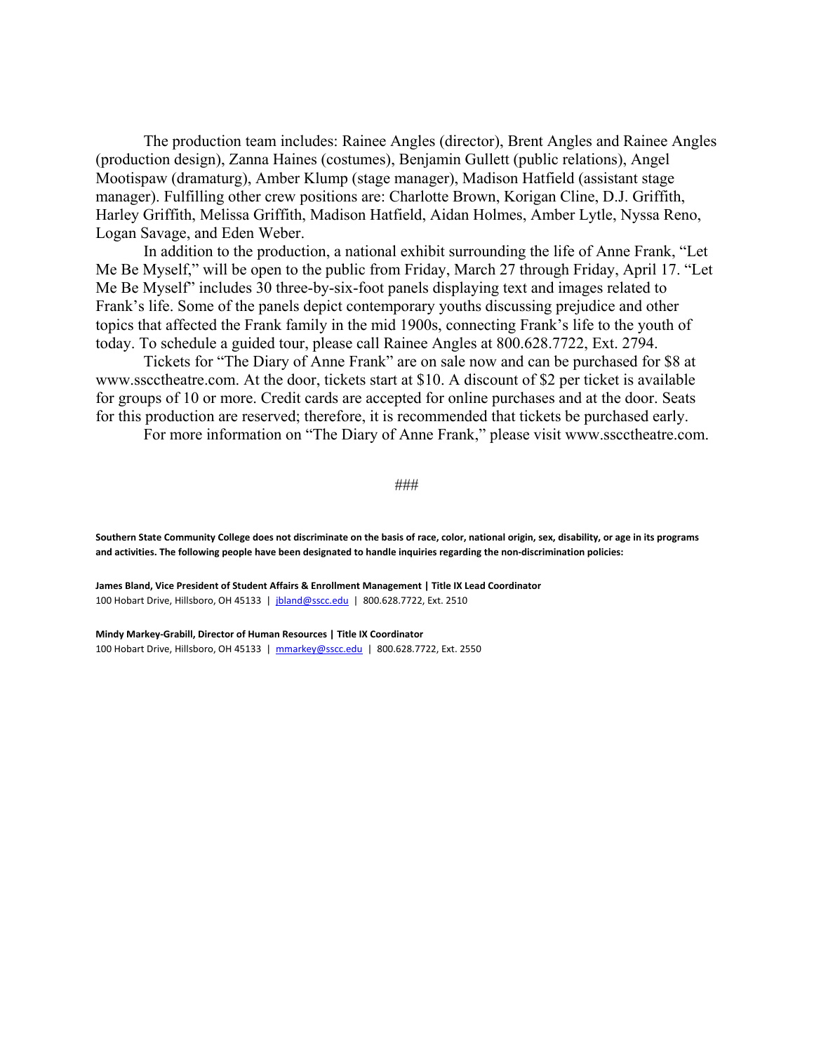The production team includes: Rainee Angles (director), Brent Angles and Rainee Angles (production design), Zanna Haines (costumes), Benjamin Gullett (public relations), Angel Mootispaw (dramaturg), Amber Klump (stage manager), Madison Hatfield (assistant stage manager). Fulfilling other crew positions are: Charlotte Brown, Korigan Cline, D.J. Griffith, Harley Griffith, Melissa Griffith, Madison Hatfield, Aidan Holmes, Amber Lytle, Nyssa Reno, Logan Savage, and Eden Weber.

In addition to the production, a national exhibit surrounding the life of Anne Frank, "Let Me Be Myself," will be open to the public from Friday, March 27 through Friday, April 17. "Let Me Be Myself" includes 30 three-by-six-foot panels displaying text and images related to Frank's life. Some of the panels depict contemporary youths discussing prejudice and other topics that affected the Frank family in the mid 1900s, connecting Frank's life to the youth of today. To schedule a guided tour, please call Rainee Angles at 800.628.7722, Ext. 2794.

Tickets for "The Diary of Anne Frank" are on sale now and can be purchased for $8 at www.sscctheatre.com. At the door, tickets start at $10. A discount of $2 per ticket is available for groups of 10 or more. Credit cards are accepted for online purchases and at the door. Seats for this production are reserved; therefore, it is recommended that tickets be purchased early.

For more information on "The Diary of Anne Frank," please visit www.sscctheatre.com.

###

**Southern State Community College does not discriminate on the basis of race, color, national origin, sex, disability, or age in its programs and activities. The following people have been designated to handle inquiries regarding the non-discrimination policies:**

**James Bland, Vice President of Student Affairs & Enrollment Management | Title IX Lead Coordinator**
100 Hobart Drive, Hillsboro, OH 45133 | jbland@sscc.edu | 800.628.7722, Ext. 2510

**Mindy Markey-Grabill, Director of Human Resources | Title IX Coordinator**
100 Hobart Drive, Hillsboro, OH 45133 | mmarkey@sscc.edu | 800.628.7722, Ext. 2550